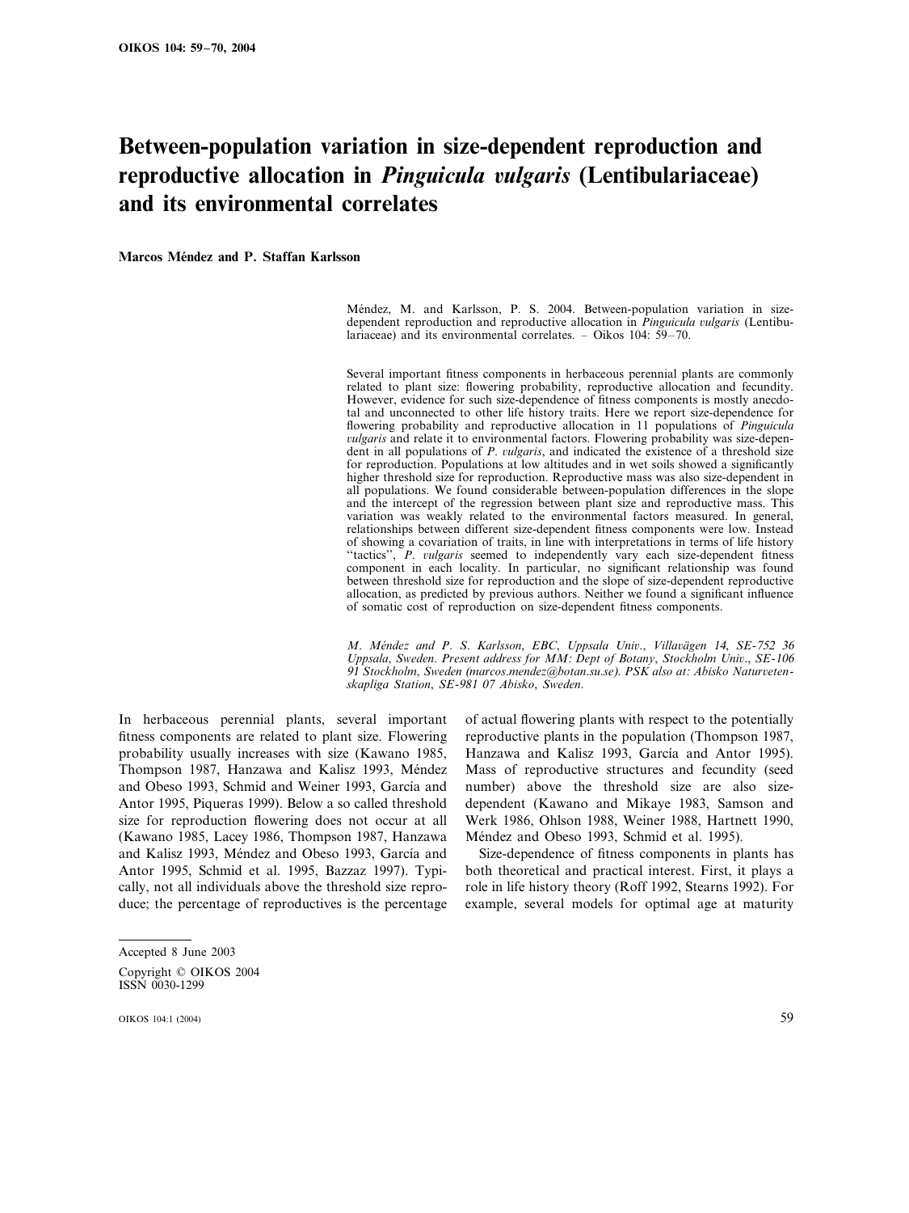# Between-population variation in size-dependent reproduction and reproductive allocation in *Pinguicula vulgaris* (Lentibulariaceae) and its environmental correlates

**Marcos Méndez and P. Staffan Karlsson**

Méndez, M. and Karlsson, P. S. 2004. Between-population variation in size-dependent reproduction and reproductive allocation in *Pinguicula vulgaris* (Lentibulariaceae) and its environmental correlates. – Oikos 104: 59–70.

Several important fitness components in herbaceous perennial plants are commonly related to plant size: flowering probability, reproductive allocation and fecundity. However, evidence for such size-dependence of fitness components is mostly anecdotal and unconnected to other life history traits. Here we report size-dependence for flowering probability and reproductive allocation in 11 populations of *Pinguicula vulgaris* and relate it to environmental factors. Flowering probability was size-dependent in all populations of *P. vulgaris*, and indicated the existence of a threshold size for reproduction. Populations at low altitudes and in wet soils showed a significantly higher threshold size for reproduction. Reproductive mass was also size-dependent in all populations. We found considerable between-population differences in the slope and the intercept of the regression between plant size and reproductive mass. This variation was weakly related to the environmental factors measured. In general, relationships between different size-dependent fitness components were low. Instead of showing a covariation of traits, in line with interpretations in terms of life history "tactics", *P. vulgaris* seemed to independently vary each size-dependent fitness component in each locality. In particular, no significant relationship was found between threshold size for reproduction and the slope of size-dependent reproductive allocation, as predicted by previous authors. Neither we found a significant influence of somatic cost of reproduction on size-dependent fitness components.

*M. Méndez and P. S. Karlsson, EBC, Uppsala Univ., Villavägen 14, SE-752 36 Uppsala, Sweden. Present address for MM: Dept of Botany, Stockholm Univ., SE-106 91 Stockholm, Sweden (marcos.mendez@botan.su.se). PSK also at: Abisko Naturvetenskapliga Station, SE-981 07 Abisko, Sweden.*

In herbaceous perennial plants, several important fitness components are related to plant size. Flowering probability usually increases with size (Kawano 1985, Thompson 1987, Hanzawa and Kalisz 1993, Méndez and Obeso 1993, Schmid and Weiner 1993, García and Antor 1995, Piqueras 1999). Below a so called threshold size for reproduction flowering does not occur at all (Kawano 1985, Lacey 1986, Thompson 1987, Hanzawa and Kalisz 1993, Méndez and Obeso 1993, García and Antor 1995, Schmid et al. 1995, Bazzaz 1997). Typically, not all individuals above the threshold size reproduce; the percentage of reproductives is the percentage of actual flowering plants with respect to the potentially reproductive plants in the population (Thompson 1987, Hanzawa and Kalisz 1993, García and Antor 1995). Mass of reproductive structures and fecundity (seed number) above the threshold size are also size-dependent (Kawano and Mikaye 1983, Samson and Werk 1986, Ohlson 1988, Weiner 1988, Hartnett 1990, Méndez and Obeso 1993, Schmid et al. 1995).

Size-dependence of fitness components in plants has both theoretical and practical interest. First, it plays a role in life history theory (Roff 1992, Stearns 1992). For example, several models for optimal age at maturity

Accepted 8 June 2003

Copyright © OIKOS 2004
ISSN 0030-1299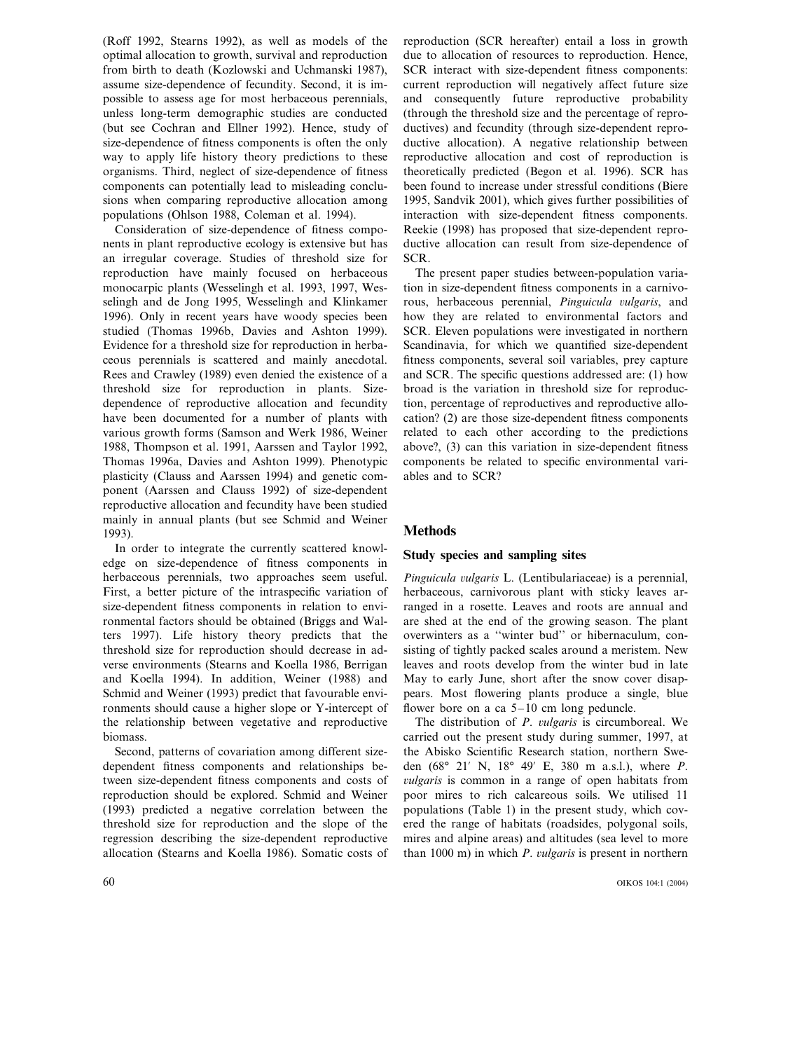(Roff 1992, Stearns 1992), as well as models of the optimal allocation to growth, survival and reproduction from birth to death (Kozlowski and Uchmanski 1987), assume size-dependence of fecundity. Second, it is impossible to assess age for most herbaceous perennials, unless long-term demographic studies are conducted (but see Cochran and Ellner 1992). Hence, study of size-dependence of fitness components is often the only way to apply life history theory predictions to these organisms. Third, neglect of size-dependence of fitness components can potentially lead to misleading conclusions when comparing reproductive allocation among populations (Ohlson 1988, Coleman et al. 1994).

Consideration of size-dependence of fitness components in plant reproductive ecology is extensive but has an irregular coverage. Studies of threshold size for reproduction have mainly focused on herbaceous monocarpic plants (Wesselingh et al. 1993, 1997, Wesselingh and de Jong 1995, Wesselingh and Klinkamer 1996). Only in recent years have woody species been studied (Thomas 1996b, Davies and Ashton 1999). Evidence for a threshold size for reproduction in herbaceous perennials is scattered and mainly anecdotal. Rees and Crawley (1989) even denied the existence of a threshold size for reproduction in plants. Size-dependence of reproductive allocation and fecundity have been documented for a number of plants with various growth forms (Samson and Werk 1986, Weiner 1988, Thompson et al. 1991, Aarssen and Taylor 1992, Thomas 1996a, Davies and Ashton 1999). Phenotypic plasticity (Clauss and Aarssen 1994) and genetic component (Aarssen and Clauss 1992) of size-dependent reproductive allocation and fecundity have been studied mainly in annual plants (but see Schmid and Weiner 1993).

In order to integrate the currently scattered knowledge on size-dependence of fitness components in herbaceous perennials, two approaches seem useful. First, a better picture of the intraspecific variation of size-dependent fitness components in relation to environmental factors should be obtained (Briggs and Walters 1997). Life history theory predicts that the threshold size for reproduction should decrease in adverse environments (Stearns and Koella 1986, Berrigan and Koella 1994). In addition, Weiner (1988) and Schmid and Weiner (1993) predict that favourable environments should cause a higher slope or Y-intercept of the relationship between vegetative and reproductive biomass.

Second, patterns of covariation among different size-dependent fitness components and relationships between size-dependent fitness components and costs of reproduction should be explored. Schmid and Weiner (1993) predicted a negative correlation between the threshold size for reproduction and the slope of the regression describing the size-dependent reproductive allocation (Stearns and Koella 1986). Somatic costs of reproduction (SCR hereafter) entail a loss in growth due to allocation of resources to reproduction. Hence, SCR interact with size-dependent fitness components: current reproduction will negatively affect future size and consequently future reproductive probability (through the threshold size and the percentage of reproductives) and fecundity (through size-dependent reproductive allocation). A negative relationship between reproductive allocation and cost of reproduction is theoretically predicted (Begon et al. 1996). SCR has been found to increase under stressful conditions (Biere 1995, Sandvik 2001), which gives further possibilities of interaction with size-dependent fitness components. Reekie (1998) has proposed that size-dependent reproductive allocation can result from size-dependence of SCR.

The present paper studies between-population variation in size-dependent fitness components in a carnivorous, herbaceous perennial, *Pinguicula vulgaris*, and how they are related to environmental factors and SCR. Eleven populations were investigated in northern Scandinavia, for which we quantified size-dependent fitness components, several soil variables, prey capture and SCR. The specific questions addressed are: (1) how broad is the variation in threshold size for reproduction, percentage of reproductives and reproductive allocation? (2) are those size-dependent fitness components related to each other according to the predictions above?, (3) can this variation in size-dependent fitness components be related to specific environmental variables and to SCR?

## Methods

### Study species and sampling sites

*Pinguicula vulgaris* L. (Lentibulariaceae) is a perennial, herbaceous, carnivorous plant with sticky leaves arranged in a rosette. Leaves and roots are annual and are shed at the end of the growing season. The plant overwinters as a "winter bud" or hibernaculum, consisting of tightly packed scales around a meristem. New leaves and roots develop from the winter bud in late May to early June, short after the snow cover disappears. Most flowering plants produce a single, blue flower bore on a ca 5–10 cm long peduncle.

The distribution of *P. vulgaris* is circumboreal. We carried out the present study during summer, 1997, at the Abisko Scientific Research station, northern Sweden (68° 21′ N, 18° 49′ E, 380 m a.s.l.), where *P. vulgaris* is common in a range of open habitats from poor mires to rich calcareous soils. We utilised 11 populations (Table 1) in the present study, which covered the range of habitats (roadsides, polygonal soils, mires and alpine areas) and altitudes (sea level to more than 1000 m) in which *P. vulgaris* is present in northern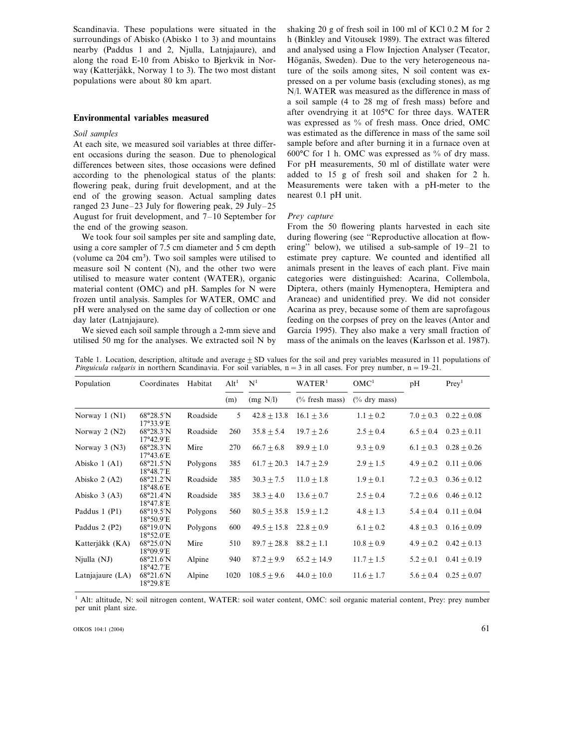Scandinavia. These populations were situated in the surroundings of Abisko (Abisko 1 to 3) and mountains nearby (Paddus 1 and 2, Njulla, Latnjajaure), and along the road E-10 from Abisko to Bjerkvik in Norway (Katterjåkk, Norway 1 to 3). The two most distant populations were about 80 km apart.

## Environmental variables measured

### *Soil samples*

At each site, we measured soil variables at three different occasions during the season. Due to phenological differences between sites, those occasions were defined according to the phenological status of the plants: flowering peak, during fruit development, and at the end of the growing season. Actual sampling dates ranged 23 June–23 July for flowering peak, 29 July–25 August for fruit development, and 7–10 September for the end of the growing season.

We took four soil samples per site and sampling date, using a core sampler of 7.5 cm diameter and 5 cm depth (volume ca 204 $cm^3$). Two soil samples were utilised to measure soil N content (N), and the other two were utilised to measure water content (WATER), organic material content (OMC) and pH. Samples for N were frozen until analysis. Samples for WATER, OMC and pH were analysed on the same day of collection or one day later (Latnjajaure).

We sieved each soil sample through a 2-mm sieve and utilised 50 mg for the analyses. We extracted soil N by shaking 20 g of fresh soil in 100 ml of KCl 0.2 M for 2 h (Binkley and Vitousek 1989). The extract was filtered and analysed using a Flow Injection Analyser (Tecator, Höganäs, Sweden). Due to the very heterogeneous nature of the soils among sites, N soil content was expressed on a per volume basis (excluding stones), as mg N/l. WATER was measured as the difference in mass of a soil sample (4 to 28 mg of fresh mass) before and after ovendrying it at 105°C for three days. WATER was expressed as % of fresh mass. Once dried, OMC was estimated as the difference in mass of the same soil sample before and after burning it in a furnace oven at 600°C for 1 h. OMC was expressed as % of dry mass. For pH measurements, 50 ml of distillate water were added to 15 g of fresh soil and shaken for 2 h. Measurements were taken with a pH-meter to the nearest 0.1 pH unit.

### *Prey capture*

From the 50 flowering plants harvested in each site during flowering (see "Reproductive allocation at flowering" below), we utilised a sub-sample of 19–21 to estimate prey capture. We counted and identified all animals present in the leaves of each plant. Five main categories were distinguished: Acarina, Collembola, Diptera, others (mainly Hymenoptera, Hemiptera and Araneae) and unidentified prey. We did not consider Acarina as prey, because some of them are saprofagous feeding on the corpses of prey on the leaves (Antor and García 1995). They also make a very small fraction of mass of the animals on the leaves (Karlsson et al. 1987).

Table 1. Location, description, altitude and average ± SD values for the soil and prey variables measured in 11 populations of *Pinguicula vulgaris* in northern Scandinavia. For soil variables, n = 3 in all cases. For prey number, n = 19–21.

| Population | Coordinates | Habitat | Alt[1] | N[1] | WATER[1] | OMC[1] | pH | Prey[1] |
|---|---|---|---|---|---|---|---|---|
| | | | (m) | (mg N/l) | (% fresh mass) | (% dry mass) | | |
| Norway 1 (N1) | 68°28.5′N 17°33.9′E | Roadside | 5 | 42.8 ± 13.8 | 16.1 ± 3.6 | 1.1 ± 0.2 | 7.0 ± 0.3 | 0.22 ± 0.08 |
| Norway 2 (N2) | 68°28.3′N 17°42.9′E | Roadside | 260 | 35.8 ± 5.4 | 19.7 ± 2.6 | 2.5 ± 0.4 | 6.5 ± 0.4 | 0.23 ± 0.11 |
| Norway 3 (N3) | 68°28.3′N 17°43.6′E | Mire | 270 | 66.7 ± 6.8 | 89.9 ± 1.0 | 9.3 ± 0.9 | 6.1 ± 0.3 | 0.28 ± 0.26 |
| Abisko 1 (A1) | 68°21.5′N 18°48.7′E | Polygons | 385 | 61.7 ± 20.3 | 14.7 ± 2.9 | 2.9 ± 1.5 | 4.9 ± 0.2 | 0.11 ± 0.06 |
| Abisko 2 (A2) | 68°21.2′N 18°48.6′E | Roadside | 385 | 30.3 ± 7.5 | 11.0 ± 1.8 | 1.9 ± 0.1 | 7.2 ± 0.3 | 0.36 ± 0.12 |
| Abisko 3 (A3) | 68°21.4′N 18°47.8′E | Roadside | 385 | 38.3 ± 4.0 | 13.6 ± 0.7 | 2.5 ± 0.4 | 7.2 ± 0.6 | 0.46 ± 0.12 |
| Paddus 1 (P1) | 68°19.5′N 18°50.9′E | Polygons | 560 | 80.5 ± 35.8 | 15.9 ± 1.2 | 4.8 ± 1.3 | 5.4 ± 0.4 | 0.11 ± 0.04 |
| Paddus 2 (P2) | 68°19.0′N 18°52.0′E | Polygons | 600 | 49.5 ± 15.8 | 22.8 ± 0.9 | 6.1 ± 0.2 | 4.8 ± 0.3 | 0.16 ± 0.09 |
| Katterjåkk (KA) | 68°25.0′N 18°09.9′E | Mire | 510 | 89.7 ± 28.8 | 88.2 ± 1.1 | 10.8 ± 0.9 | 4.9 ± 0.2 | 0.42 ± 0.13 |
| Njulla (NJ) | 68°21.6′N 18°42.7′E | Alpine | 940 | 87.2 ± 9.9 | 65.2 ± 14.9 | 11.7 ± 1.5 | 5.2 ± 0.1 | 0.41 ± 0.19 |
| Latnjajaure (LA) | 68°21.6′N 18°29.8′E | Alpine | 1020 | 108.5 ± 9.6 | 44.0 ± 10.0 | 11.6 ± 1.7 | 5.6 ± 0.4 | 0.25 ± 0.07 |

[1] Alt: altitude, N: soil nitrogen content, WATER: soil water content, OMC: soil organic material content, Prey: prey number per unit plant size.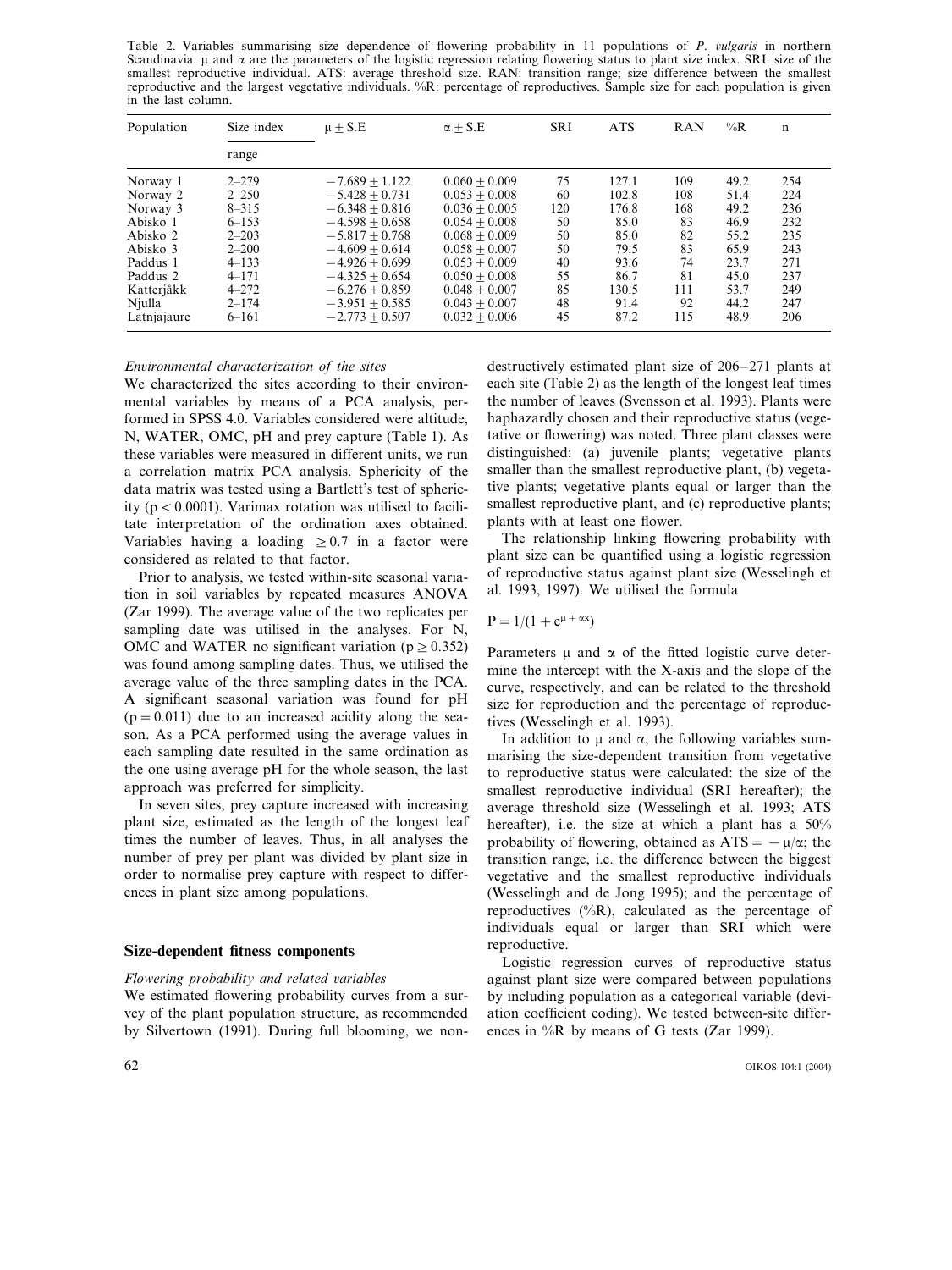Table 2. Variables summarising size dependence of flowering probability in 11 populations of *P. vulgaris* in northern Scandinavia. μ and α are the parameters of the logistic regression relating flowering status to plant size index. SRI: size of the smallest reproductive individual. ATS: average threshold size. RAN: transition range; size difference between the smallest reproductive and the largest vegetative individuals. %R: percentage of reproductives. Sample size for each population is given in the last column.

| Population | Size index range | μ ± S.E | α ± S.E | SRI | ATS | RAN | %R | n |
|---|---|---|---|---|---|---|---|---|
| Norway 1 | 2–279 | −7.689 ± 1.122 | 0.060 ± 0.009 | 75 | 127.1 | 109 | 49.2 | 254 |
| Norway 2 | 2–250 | −5.428 ± 0.731 | 0.053 ± 0.008 | 60 | 102.8 | 108 | 51.4 | 224 |
| Norway 3 | 8–315 | −6.348 ± 0.816 | 0.036 ± 0.005 | 120 | 176.8 | 168 | 49.2 | 236 |
| Abisko 1 | 6–153 | −4.598 ± 0.658 | 0.054 ± 0.008 | 50 | 85.0 | 83 | 46.9 | 232 |
| Abisko 2 | 2–203 | −5.817 ± 0.768 | 0.068 ± 0.009 | 50 | 85.0 | 82 | 55.2 | 235 |
| Abisko 3 | 2–200 | −4.609 ± 0.614 | 0.058 ± 0.007 | 50 | 79.5 | 83 | 65.9 | 243 |
| Paddus 1 | 4–133 | −4.926 ± 0.699 | 0.053 ± 0.009 | 40 | 93.6 | 74 | 23.7 | 271 |
| Paddus 2 | 4–171 | −4.325 ± 0.654 | 0.050 ± 0.008 | 55 | 86.7 | 81 | 45.0 | 237 |
| Katterjåkk | 4–272 | −6.276 ± 0.859 | 0.048 ± 0.007 | 85 | 130.5 | 111 | 53.7 | 249 |
| Njulla | 2–174 | −3.951 ± 0.585 | 0.043 ± 0.007 | 48 | 91.4 | 92 | 44.2 | 247 |
| Latnjajaure | 6–161 | −2.773 ± 0.507 | 0.032 ± 0.006 | 45 | 87.2 | 115 | 48.9 | 206 |

*Environmental characterization of the sites*

We characterized the sites according to their environmental variables by means of a PCA analysis, performed in SPSS 4.0. Variables considered were altitude, N, WATER, OMC, pH and prey capture (Table 1). As these variables were measured in different units, we run a correlation matrix PCA analysis. Sphericity of the data matrix was tested using a Bartlett's test of sphericity ($p < 0.0001$). Varimax rotation was utilised to facilitate interpretation of the ordination axes obtained. Variables having a loading $\geq 0.7$ in a factor were considered as related to that factor.

Prior to analysis, we tested within-site seasonal variation in soil variables by repeated measures ANOVA (Zar 1999). The average value of the two replicates per sampling date was utilised in the analyses. For N, OMC and WATER no significant variation ($p \geq 0.352$) was found among sampling dates. Thus, we utilised the average value of the three sampling dates in the PCA. A significant seasonal variation was found for pH ($p = 0.011$) due to an increased acidity along the season. As a PCA performed using the average values in each sampling date resulted in the same ordination as the one using average pH for the whole season, the last approach was preferred for simplicity.

In seven sites, prey capture increased with increasing plant size, estimated as the length of the longest leaf times the number of leaves. Thus, in all analyses the number of prey per plant was divided by plant size in order to normalise prey capture with respect to differences in plant size among populations.

## Size-dependent fitness components

*Flowering probability and related variables*

We estimated flowering probability curves from a survey of the plant population structure, as recommended by Silvertown (1991). During full blooming, we non-destructively estimated plant size of 206–271 plants at each site (Table 2) as the length of the longest leaf times the number of leaves (Svensson et al. 1993). Plants were haphazardly chosen and their reproductive status (vegetative or flowering) was noted. Three plant classes were distinguished: (a) juvenile plants; vegetative plants smaller than the smallest reproductive plant, (b) vegetative plants; vegetative plants equal or larger than the smallest reproductive plant, and (c) reproductive plants; plants with at least one flower.

The relationship linking flowering probability with plant size can be quantified using a logistic regression of reproductive status against plant size (Wesselingh et al. 1993, 1997). We utilised the formula

$$P = 1/(1 + e^{\mu + \alpha x})$$

Parameters μ and α of the fitted logistic curve determine the intercept with the X-axis and the slope of the curve, respectively, and can be related to the threshold size for reproduction and the percentage of reproductives (Wesselingh et al. 1993).

In addition to μ and α, the following variables summarising the size-dependent transition from vegetative to reproductive status were calculated: the size of the smallest reproductive individual (SRI hereafter); the average threshold size (Wesselingh et al. 1993; ATS hereafter), i.e. the size at which a plant has a 50% probability of flowering, obtained as $ATS = -\mu/\alpha$; the transition range, i.e. the difference between the biggest vegetative and the smallest reproductive individuals (Wesselingh and de Jong 1995); and the percentage of reproductives (%R), calculated as the percentage of individuals equal or larger than SRI which were reproductive.

Logistic regression curves of reproductive status against plant size were compared between populations by including population as a categorical variable (deviation coefficient coding). We tested between-site differences in %R by means of G tests (Zar 1999).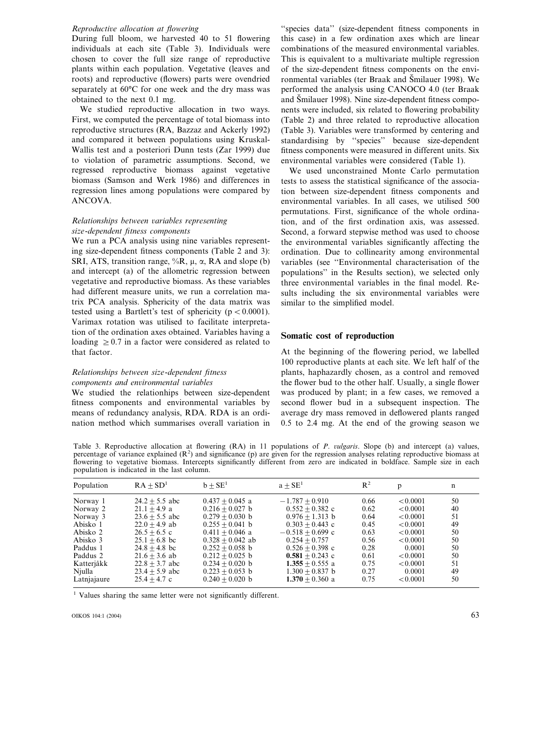### *Reproductive allocation at flowering*

During full bloom, we harvested 40 to 51 flowering individuals at each site (Table 3). Individuals were chosen to cover the full size range of reproductive plants within each population. Vegetative (leaves and roots) and reproductive (flowers) parts were ovendried separately at 60°C for one week and the dry mass was obtained to the next 0.1 mg.

We studied reproductive allocation in two ways. First, we computed the percentage of total biomass into reproductive structures (RA, Bazzaz and Ackerly 1992) and compared it between populations using Kruskal-Wallis test and a posteriori Dunn tests (Zar 1999) due to violation of parametric assumptions. Second, we regressed reproductive biomass against vegetative biomass (Samson and Werk 1986) and differences in regression lines among populations were compared by ANCOVA.

### *Relationships between variables representing size-dependent fitness components*

We run a PCA analysis using nine variables representing size-dependent fitness components (Table 2 and 3): SRI, ATS, transition range, %R, $\mu$, $\alpha$, RA and slope (b) and intercept (a) of the allometric regression between vegetative and reproductive biomass. As these variables had different measure units, we run a correlation matrix PCA analysis. Sphericity of the data matrix was tested using a Bartlett's test of sphericity ($p < 0.0001$). Varimax rotation was utilised to facilitate interpretation of the ordination axes obtained. Variables having a loading $\geq 0.7$ in a factor were considered as related to that factor.

### *Relationships between size-dependent fitness components and environmental variables*

We studied the relationships between size-dependent fitness components and environmental variables by means of redundancy analysis, RDA. RDA is an ordination method which summarises overall variation in "species data" (size-dependent fitness components in this case) in a few ordination axes which are linear combinations of the measured environmental variables. This is equivalent to a multivariate multiple regression of the size-dependent fitness components on the environmental variables (ter Braak and Šmilauer 1998). We performed the analysis using CANOCO 4.0 (ter Braak and Šmilauer 1998). Nine size-dependent fitness components were included, six related to flowering probability (Table 2) and three related to reproductive allocation (Table 3). Variables were transformed by centering and standardising by "species" because size-dependent fitness components were measured in different units. Six environmental variables were considered (Table 1).

We used unconstrained Monte Carlo permutation tests to assess the statistical significance of the association between size-dependent fitness components and environmental variables. In all cases, we utilised 500 permutations. First, significance of the whole ordination, and of the first ordination axis, was assessed. Second, a forward stepwise method was used to choose the environmental variables significantly affecting the ordination. Due to collinearity among environmental variables (see "Environmental characterisation of the populations" in the Results section), we selected only three environmental variables in the final model. Results including the six environmental variables were similar to the simplified model.

## Somatic cost of reproduction

At the beginning of the flowering period, we labelled 100 reproductive plants at each site. We left half of the plants, haphazardly chosen, as a control and removed the flower bud to the other half. Usually, a single flower was produced by plant; in a few cases, we removed a second flower bud in a subsequent inspection. The average dry mass removed in deflowered plants ranged 0.5 to 2.4 mg. At the end of the growing season we

Table 3. Reproductive allocation at flowering (RA) in 11 populations of *P. vulgaris*. Slope (b) and intercept (a) values, percentage of variance explained ($R^2$) and significance (p) are given for the regression analyses relating reproductive biomass at flowering to vegetative biomass. Intercepts significantly different from zero are indicated in boldface. Sample size in each population is indicated in the last column.

| Population | RA ± SD[1] | b ± SE[1] | a ± SE[1] | $R^2$ | p | n |
|---|---|---|---|---|---|---|
| Norway 1 | 24.2 ± 5.5 abc | 0.437 ± 0.045 a | −1.787 ± 0.910 | 0.66 | <0.0001 | 50 |
| Norway 2 | 21.1 ± 4.9 a | 0.216 ± 0.027 b | 0.552 ± 0.382 c | 0.62 | <0.0001 | 40 |
| Norway 3 | 23.6 ± 5.5 abc | 0.279 ± 0.030 b | 0.976 ± 1.313 b | 0.64 | <0.0001 | 51 |
| Abisko 1 | 22.0 ± 4.9 ab | 0.255 ± 0.041 b | 0.303 ± 0.443 c | 0.45 | <0.0001 | 49 |
| Abisko 2 | 26.5 ± 6.5 c | 0.411 ± 0.046 a | −0.518 ± 0.699 c | 0.63 | <0.0001 | 50 |
| Abisko 3 | 25.1 ± 6.8 bc | 0.328 ± 0.042 ab | 0.254 ± 0.757 | 0.56 | <0.0001 | 50 |
| Paddus 1 | 24.8 ± 4.8 bc | 0.252 ± 0.058 b | 0.526 ± 0.398 c | 0.28 | 0.0001 | 50 |
| Paddus 2 | 21.6 ± 3.6 ab | 0.212 ± 0.025 b | **0.581** ± 0.243 c | 0.61 | <0.0001 | 50 |
| Katterjåkk | 22.8 ± 3.7 abc | 0.234 ± 0.020 b | **1.355** ± 0.555 a | 0.75 | <0.0001 | 51 |
| Njulla | 23.4 ± 5.9 abc | 0.223 ± 0.053 b | 1.300 ± 0.837 b | 0.27 | 0.0001 | 49 |
| Latnjajaure | 25.4 ± 4.7 c | 0.240 ± 0.020 b | **1.370** ± 0.360 a | 0.75 | <0.0001 | 50 |

[1] Values sharing the same letter were not significantly different.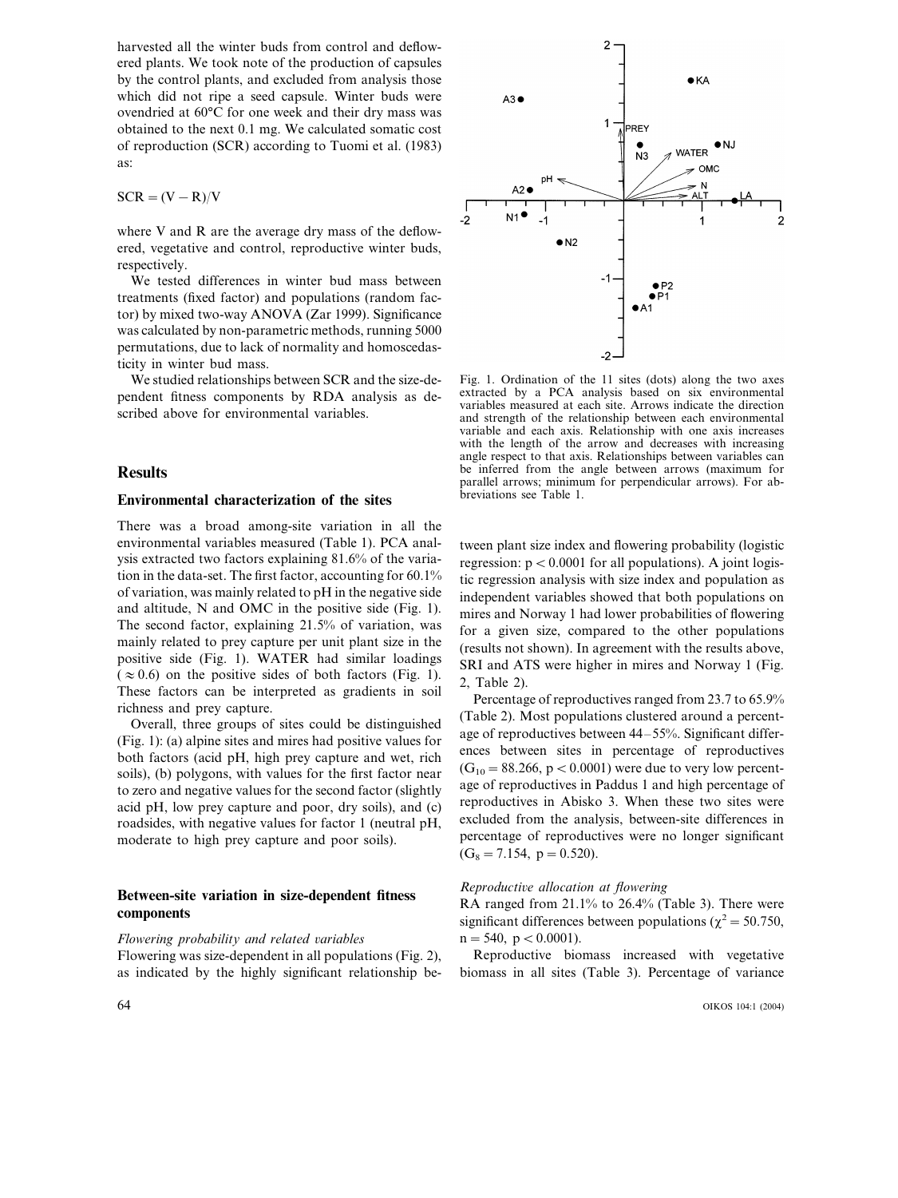harvested all the winter buds from control and deflowered plants. We took note of the production of capsules by the control plants, and excluded from analysis those which did not ripe a seed capsule. Winter buds were ovendried at 60°C for one week and their dry mass was obtained to the next 0.1 mg. We calculated somatic cost of reproduction (SCR) according to Tuomi et al. (1983) as:

$$SCR = (V - R)/V$$

where V and R are the average dry mass of the deflowered, vegetative and control, reproductive winter buds, respectively.

We tested differences in winter bud mass between treatments (fixed factor) and populations (random factor) by mixed two-way ANOVA (Zar 1999). Significance was calculated by non-parametric methods, running 5000 permutations, due to lack of normality and homoscedasticity in winter bud mass.

We studied relationships between SCR and the size-dependent fitness components by RDA analysis as described above for environmental variables.

Fig. 1. Ordination of the 11 sites (dots) along the two axes extracted by a PCA analysis based on six environmental variables measured at each site. Arrows indicate the direction and strength of the relationship between each environmental variable and each axis. Relationship with one axis increases with the length of the arrow and decreases with increasing angle respect to that axis. Relationships between variables can be inferred from the angle between arrows (maximum for parallel arrows; minimum for perpendicular arrows). For abbreviations see Table 1.

## Results

### Environmental characterization of the sites

There was a broad among-site variation in all the environmental variables measured (Table 1). PCA analysis extracted two factors explaining 81.6% of the variation in the data-set. The first factor, accounting for 60.1% of variation, was mainly related to pH in the negative side and altitude, N and OMC in the positive side (Fig. 1). The second factor, explaining 21.5% of variation, was mainly related to prey capture per unit plant size in the positive side (Fig. 1). WATER had similar loadings ($\approx 0.6$) on the positive sides of both factors (Fig. 1). These factors can be interpreted as gradients in soil richness and prey capture.

Overall, three groups of sites could be distinguished (Fig. 1): (a) alpine sites and mires had positive values for both factors (acid pH, high prey capture and wet, rich soils), (b) polygons, with values for the first factor near to zero and negative values for the second factor (slightly acid pH, low prey capture and poor, dry soils), and (c) roadsides, with negative values for factor 1 (neutral pH, moderate to high prey capture and poor soils).

### Between-site variation in size-dependent fitness components

#### *Flowering probability and related variables*

Flowering was size-dependent in all populations (Fig. 2), as indicated by the highly significant relationship between plant size index and flowering probability (logistic regression: $p < 0.0001$ for all populations). A joint logistic regression analysis with size index and population as independent variables showed that both populations on mires and Norway 1 had lower probabilities of flowering for a given size, compared to the other populations (results not shown). In agreement with the results above, SRI and ATS were higher in mires and Norway 1 (Fig. 2, Table 2).

Percentage of reproductives ranged from 23.7 to 65.9% (Table 2). Most populations clustered around a percentage of reproductives between 44–55%. Significant differences between sites in percentage of reproductives ($G_{10} = 88.266$, $p < 0.0001$) were due to very low percentage of reproductives in Paddus 1 and high percentage of reproductives in Abisko 3. When these two sites were excluded from the analysis, between-site differences in percentage of reproductives were no longer significant ($G_8 = 7.154$, $p = 0.520$).

#### *Reproductive allocation at flowering*

RA ranged from 21.1% to 26.4% (Table 3). There were significant differences between populations ($\chi^2 = 50.750$, $n = 540$, $p < 0.0001$).

Reproductive biomass increased with vegetative biomass in all sites (Table 3). Percentage of variance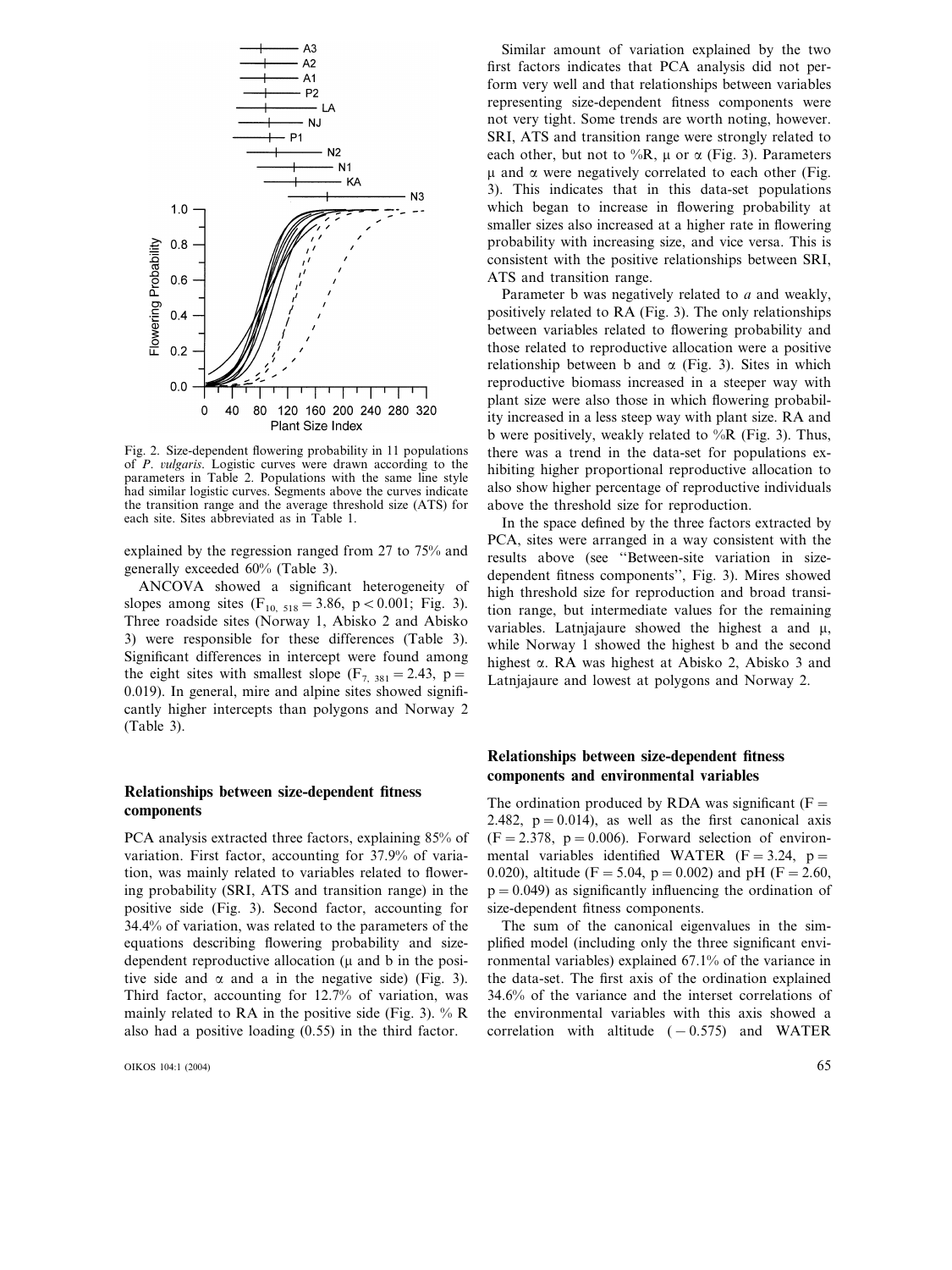Fig. 2. Size-dependent flowering probability in 11 populations of *P. vulgaris*. Logistic curves were drawn according to the parameters in Table 2. Populations with the same line style had similar logistic curves. Segments above the curves indicate the transition range and the average threshold size (ATS) for each site. Sites abbreviated as in Table 1.

explained by the regression ranged from 27 to 75% and generally exceeded 60% (Table 3).

ANCOVA showed a significant heterogeneity of slopes among sites ($F_{10, 518} = 3.86$, $p < 0.001$; Fig. 3). Three roadside sites (Norway 1, Abisko 2 and Abisko 3) were responsible for these differences (Table 3). Significant differences in intercept were found among the eight sites with smallest slope ($F_{7, 381} = 2.43$, $p = 0.019$). In general, mire and alpine sites showed significantly higher intercepts than polygons and Norway 2 (Table 3).

## Relationships between size-dependent fitness components

PCA analysis extracted three factors, explaining 85% of variation. First factor, accounting for 37.9% of variation, was mainly related to variables related to flowering probability (SRI, ATS and transition range) in the positive side (Fig. 3). Second factor, accounting for 34.4% of variation, was related to the parameters of the equations describing flowering probability and size-dependent reproductive allocation ($\mu$ and b in the positive side and $\alpha$ and a in the negative side) (Fig. 3). Third factor, accounting for 12.7% of variation, was mainly related to RA in the positive side (Fig. 3). % R also had a positive loading (0.55) in the third factor.

Similar amount of variation explained by the two first factors indicates that PCA analysis did not perform very well and that relationships between variables representing size-dependent fitness components were not very tight. Some trends are worth noting, however. SRI, ATS and transition range were strongly related to each other, but not to %R, $\mu$ or $\alpha$ (Fig. 3). Parameters $\mu$ and $\alpha$ were negatively correlated to each other (Fig. 3). This indicates that in this data-set populations which began to increase in flowering probability at smaller sizes also increased at a higher rate in flowering probability with increasing size, and vice versa. This is consistent with the positive relationships between SRI, ATS and transition range.

Parameter b was negatively related to *a* and weakly, positively related to RA (Fig. 3). The only relationships between variables related to flowering probability and those related to reproductive allocation were a positive relationship between b and $\alpha$ (Fig. 3). Sites in which reproductive biomass increased in a steeper way with plant size were also those in which flowering probability increased in a less steep way with plant size. RA and b were positively, weakly related to %R (Fig. 3). Thus, there was a trend in the data-set for populations exhibiting higher proportional reproductive allocation to also show higher percentage of reproductive individuals above the threshold size for reproduction.

In the space defined by the three factors extracted by PCA, sites were arranged in a way consistent with the results above (see "Between-site variation in size-dependent fitness components", Fig. 3). Mires showed high threshold size for reproduction and broad transition range, but intermediate values for the remaining variables. Latnjajaure showed the highest a and $\mu$, while Norway 1 showed the highest b and the second highest $\alpha$. RA was highest at Abisko 2, Abisko 3 and Latnjajaure and lowest at polygons and Norway 2.

## Relationships between size-dependent fitness components and environmental variables

The ordination produced by RDA was significant ($F = 2.482$, $p = 0.014$), as well as the first canonical axis ($F = 2.378$, $p = 0.006$). Forward selection of environmental variables identified WATER ($F = 3.24$, $p = 0.020$), altitude ($F = 5.04$, $p = 0.002$) and pH ($F = 2.60$, $p = 0.049$) as significantly influencing the ordination of size-dependent fitness components.

The sum of the canonical eigenvalues in the simplified model (including only the three significant environmental variables) explained 67.1% of the variance in the data-set. The first axis of the ordination explained 34.6% of the variance and the interset correlations of the environmental variables with this axis showed a correlation with altitude (−0.575) and WATER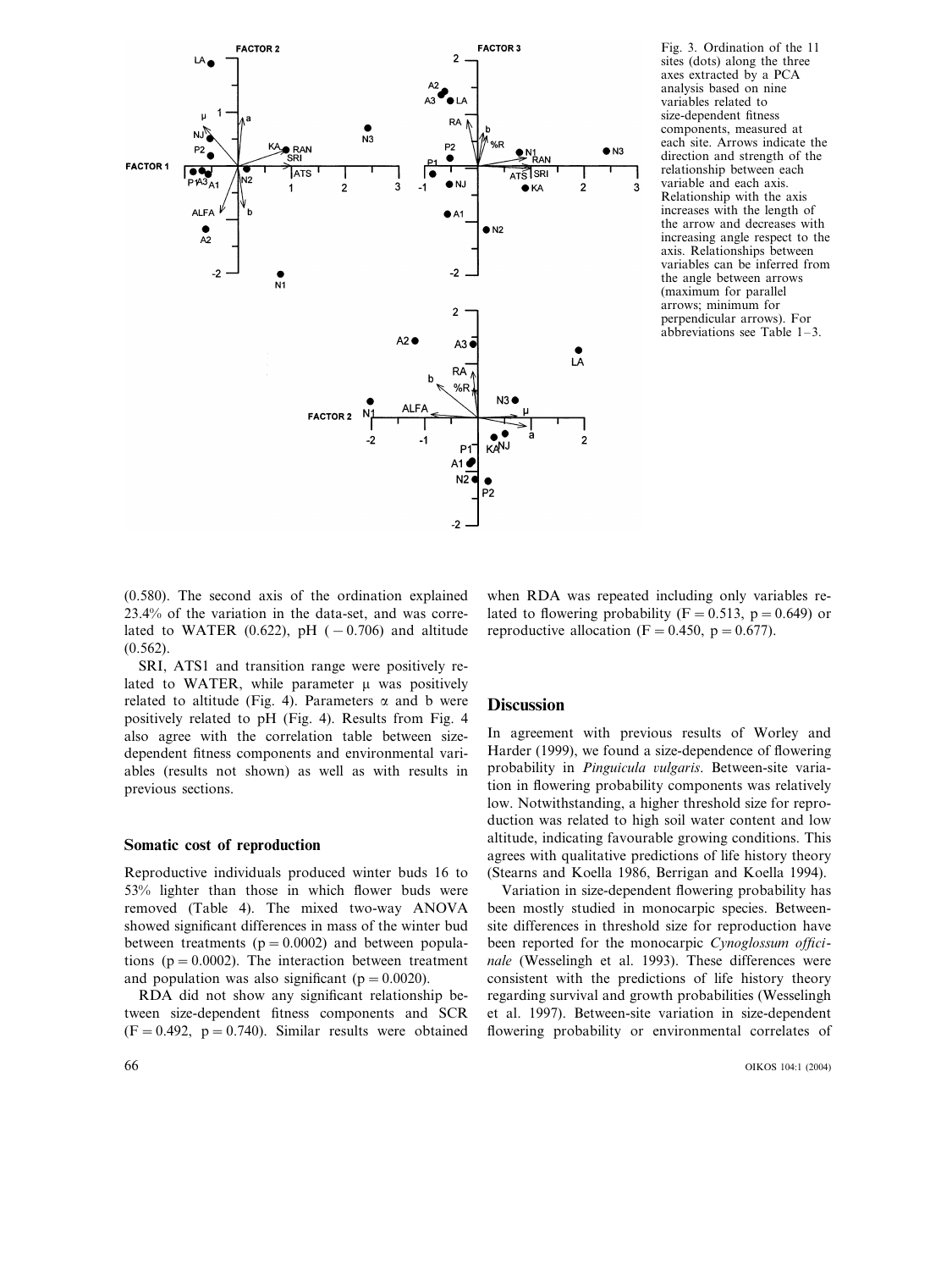Fig. 3. Ordination of the 11 sites (dots) along the three axes extracted by a PCA analysis based on nine variables related to size-dependent fitness components, measured at each site. Arrows indicate the direction and strength of the relationship between each variable and each axis. Relationship with the axis increases with the length of the arrow and decreases with increasing angle respect to the axis. Relationships between variables can be inferred from the angle between arrows (maximum for parallel arrows; minimum for perpendicular arrows). For abbreviations see Table 1–3.

(0.580). The second axis of the ordination explained 23.4% of the variation in the data-set, and was correlated to WATER (0.622), pH (−0.706) and altitude (0.562).

SRI, ATS1 and transition range were positively related to WATER, while parameter μ was positively related to altitude (Fig. 4). Parameters α and b were positively related to pH (Fig. 4). Results from Fig. 4 also agree with the correlation table between size-dependent fitness components and environmental variables (results not shown) as well as with results in previous sections.

### Somatic cost of reproduction

Reproductive individuals produced winter buds 16 to 53% lighter than those in which flower buds were removed (Table 4). The mixed two-way ANOVA showed significant differences in mass of the winter bud between treatments ($p = 0.0002$) and between populations ($p = 0.0002$). The interaction between treatment and population was also significant ($p = 0.0020$).

RDA did not show any significant relationship between size-dependent fitness components and SCR ($F = 0.492$, $p = 0.740$). Similar results were obtained when RDA was repeated including only variables related to flowering probability ($F = 0.513$, $p = 0.649$) or reproductive allocation ($F = 0.450$, $p = 0.677$).

## Discussion

In agreement with previous results of Worley and Harder (1999), we found a size-dependence of flowering probability in *Pinguicula vulgaris*. Between-site variation in flowering probability components was relatively low. Notwithstanding, a higher threshold size for reproduction was related to high soil water content and low altitude, indicating favourable growing conditions. This agrees with qualitative predictions of life history theory (Stearns and Koella 1986, Berrigan and Koella 1994).

Variation in size-dependent flowering probability has been mostly studied in monocarpic species. Between-site differences in threshold size for reproduction have been reported for the monocarpic *Cynoglossum officinale* (Wesselingh et al. 1993). These differences were consistent with the predictions of life history theory regarding survival and growth probabilities (Wesselingh et al. 1997). Between-site variation in size-dependent flowering probability or environmental correlates of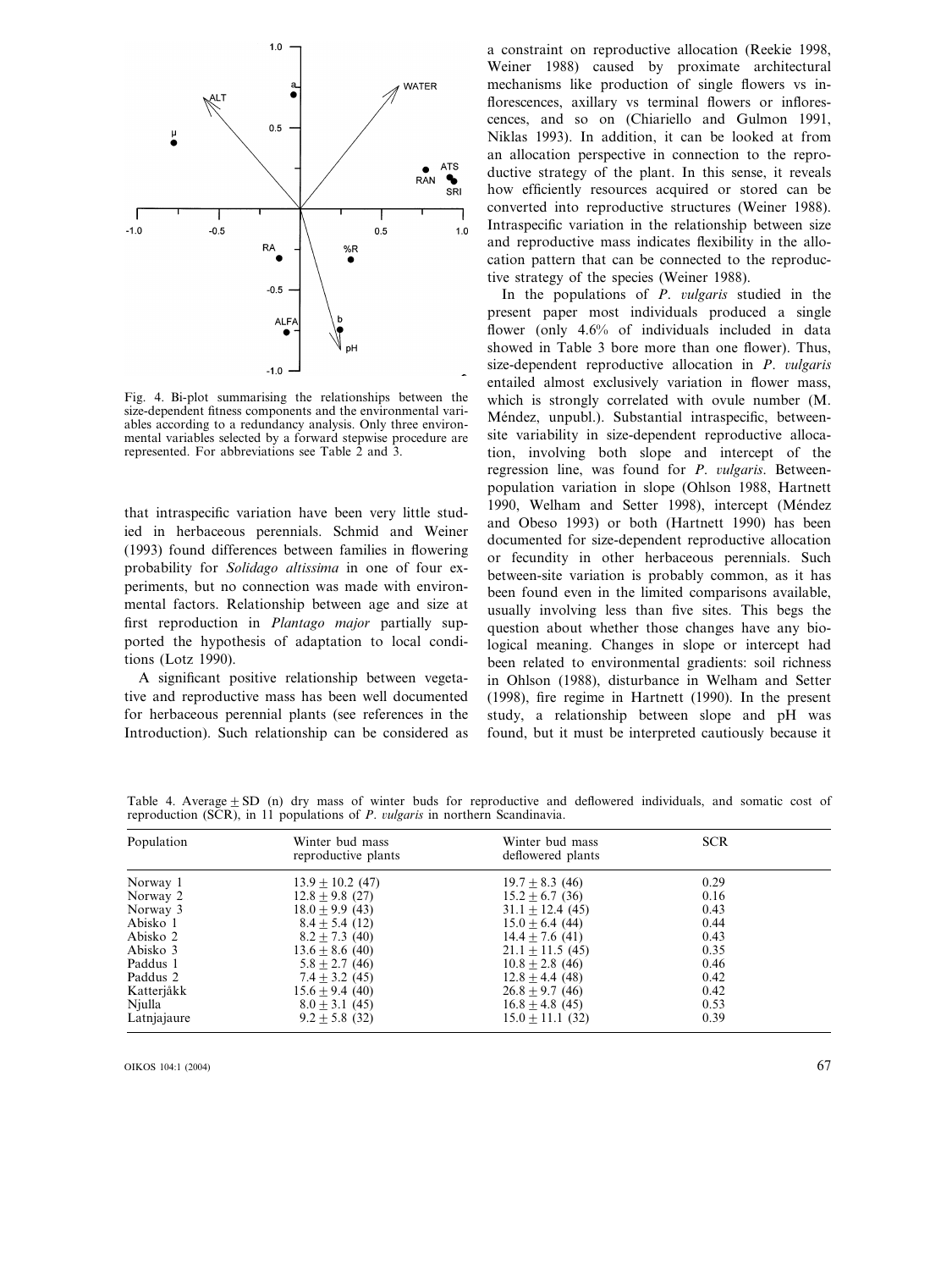Fig. 4. Bi-plot summarising the relationships between the size-dependent fitness components and the environmental variables according to a redundancy analysis. Only three environmental variables selected by a forward stepwise procedure are represented. For abbreviations see Table 2 and 3.

that intraspecific variation have been very little studied in herbaceous perennials. Schmid and Weiner (1993) found differences between families in flowering probability for *Solidago altissima* in one of four experiments, but no connection was made with environmental factors. Relationship between age and size at first reproduction in *Plantago major* partially supported the hypothesis of adaptation to local conditions (Lotz 1990).

A significant positive relationship between vegetative and reproductive mass has been well documented for herbaceous perennial plants (see references in the Introduction). Such relationship can be considered as a constraint on reproductive allocation (Reekie 1998, Weiner 1988) caused by proximate architectural mechanisms like production of single flowers vs inflorescences, axillary vs terminal flowers or inflorescences, and so on (Chiariello and Gulmon 1991, Niklas 1993). In addition, it can be looked at from an allocation perspective in connection to the reproductive strategy of the plant. In this sense, it reveals how efficiently resources acquired or stored can be converted into reproductive structures (Weiner 1988). Intraspecific variation in the relationship between size and reproductive mass indicates flexibility in the allocation pattern that can be connected to the reproductive strategy of the species (Weiner 1988).

In the populations of *P. vulgaris* studied in the present paper most individuals produced a single flower (only 4.6% of individuals included in data showed in Table 3 bore more than one flower). Thus, size-dependent reproductive allocation in *P. vulgaris* entailed almost exclusively variation in flower mass, which is strongly correlated with ovule number (M. Méndez, unpubl.). Substantial intraspecific, between-site variability in size-dependent reproductive allocation, involving both slope and intercept of the regression line, was found for *P. vulgaris*. Between-population variation in slope (Ohlson 1988, Hartnett 1990, Welham and Setter 1998), intercept (Méndez and Obeso 1993) or both (Hartnett 1990) has been documented for size-dependent reproductive allocation or fecundity in other herbaceous perennials. Such between-site variation is probably common, as it has been found even in the limited comparisons available, usually involving less than five sites. This begs the question about whether those changes have any biological meaning. Changes in slope or intercept had been related to environmental gradients: soil richness in Ohlson (1988), disturbance in Welham and Setter (1998), fire regime in Hartnett (1990). In the present study, a relationship between slope and pH was found, but it must be interpreted cautiously because it

Table 4. Average ± SD (n) dry mass of winter buds for reproductive and deflowered individuals, and somatic cost of reproduction (SCR), in 11 populations of *P. vulgaris* in northern Scandinavia.

| Population | Winter bud mass reproductive plants | Winter bud mass deflowered plants | SCR |
|---|---|---|---|
| Norway 1 | 13.9 ± 10.2 (47) | 19.7 ± 8.3 (46) | 0.29 |
| Norway 2 | 12.8 ± 9.8 (27) | 15.2 ± 6.7 (36) | 0.16 |
| Norway 3 | 18.0 ± 9.9 (43) | 31.1 ± 12.4 (45) | 0.43 |
| Abisko 1 | 8.4 ± 5.4 (12) | 15.0 ± 6.4 (44) | 0.44 |
| Abisko 2 | 8.2 ± 7.3 (40) | 14.4 ± 7.6 (41) | 0.43 |
| Abisko 3 | 13.6 ± 8.6 (40) | 21.1 ± 11.5 (45) | 0.35 |
| Paddus 1 | 5.8 ± 2.7 (46) | 10.8 ± 2.8 (46) | 0.46 |
| Paddus 2 | 7.4 ± 3.2 (45) | 12.8 ± 4.4 (48) | 0.42 |
| Katterjåkk | 15.6 ± 9.4 (40) | 26.8 ± 9.7 (46) | 0.42 |
| Njulla | 8.0 ± 3.1 (45) | 16.8 ± 4.8 (45) | 0.53 |
| Latnjajaure | 9.2 ± 5.8 (32) | 15.0 ± 11.1 (32) | 0.39 |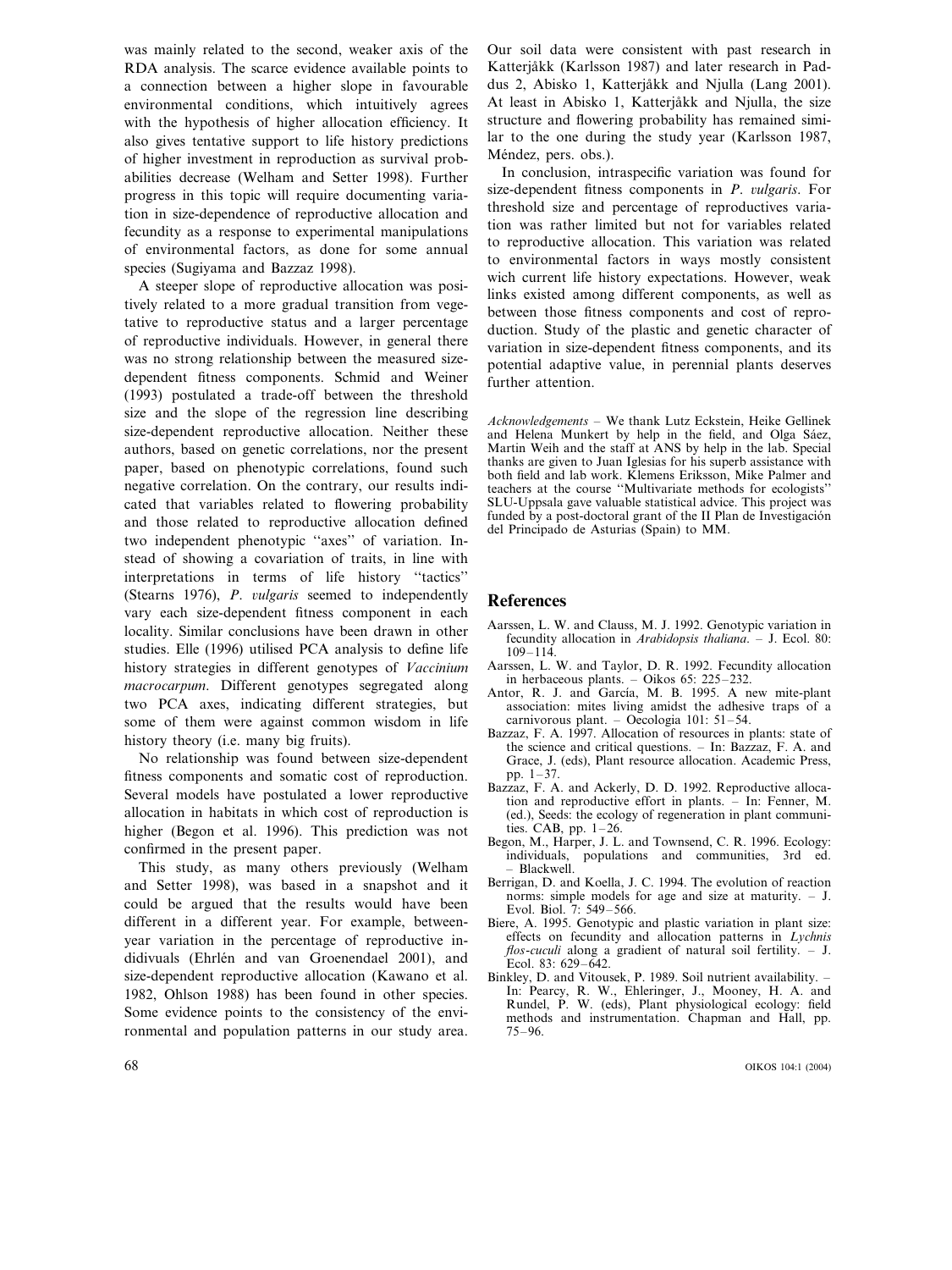was mainly related to the second, weaker axis of the RDA analysis. The scarce evidence available points to a connection between a higher slope in favourable environmental conditions, which intuitively agrees with the hypothesis of higher allocation efficiency. It also gives tentative support to life history predictions of higher investment in reproduction as survival probabilities decrease (Welham and Setter 1998). Further progress in this topic will require documenting variation in size-dependence of reproductive allocation and fecundity as a response to experimental manipulations of environmental factors, as done for some annual species (Sugiyama and Bazzaz 1998).

A steeper slope of reproductive allocation was positively related to a more gradual transition from vegetative to reproductive status and a larger percentage of reproductive individuals. However, in general there was no strong relationship between the measured size-dependent fitness components. Schmid and Weiner (1993) postulated a trade-off between the threshold size and the slope of the regression line describing size-dependent reproductive allocation. Neither these authors, based on genetic correlations, nor the present paper, based on phenotypic correlations, found such negative correlation. On the contrary, our results indicated that variables related to flowering probability and those related to reproductive allocation defined two independent phenotypic "axes" of variation. Instead of showing a covariation of traits, in line with interpretations in terms of life history "tactics" (Stearns 1976), *P. vulgaris* seemed to independently vary each size-dependent fitness component in each locality. Similar conclusions have been drawn in other studies. Elle (1996) utilised PCA analysis to define life history strategies in different genotypes of *Vaccinium macrocarpum*. Different genotypes segregated along two PCA axes, indicating different strategies, but some of them were against common wisdom in life history theory (i.e. many big fruits).

No relationship was found between size-dependent fitness components and somatic cost of reproduction. Several models have postulated a lower reproductive allocation in habitats in which cost of reproduction is higher (Begon et al. 1996). This prediction was not confirmed in the present paper.

This study, as many others previously (Welham and Setter 1998), was based in a snapshot and it could be argued that the results would have been different in a different year. For example, between-year variation in the percentage of reproductive indidivuals (Ehrlén and van Groenendael 2001), and size-dependent reproductive allocation (Kawano et al. 1982, Ohlson 1988) has been found in other species. Some evidence points to the consistency of the environmental and population patterns in our study area. Our soil data were consistent with past research in Katterjåkk (Karlsson 1987) and later research in Paddus 2, Abisko 1, Katterjåkk and Njulla (Lang 2001). At least in Abisko 1, Katterjåkk and Njulla, the size structure and flowering probability has remained similar to the one during the study year (Karlsson 1987, Méndez, pers. obs.).

In conclusion, intraspecific variation was found for size-dependent fitness components in *P. vulgaris*. For threshold size and percentage of reproductives variation was rather limited but not for variables related to reproductive allocation. This variation was related to environmental factors in ways mostly consistent wich current life history expectations. However, weak links existed among different components, as well as between those fitness components and cost of reproduction. Study of the plastic and genetic character of variation in size-dependent fitness components, and its potential adaptive value, in perennial plants deserves further attention.

*Acknowledgements* – We thank Lutz Eckstein, Heike Gellinek and Helena Munkert by help in the field, and Olga Sáez, Martin Weih and the staff at ANS by help in the lab. Special thanks are given to Juan Iglesias for his superb assistance with both field and lab work. Klemens Eriksson, Mike Palmer and teachers at the course "Multivariate methods for ecologists" SLU-Uppsala gave valuable statistical advice. This project was funded by a post-doctoral grant of the II Plan de Investigación del Principado de Asturias (Spain) to MM.

## References

Aarssen, L. W. and Clauss, M. J. 1992. Genotypic variation in fecundity allocation in *Arabidopsis thaliana*. – J. Ecol. 80: 109–114.

Aarssen, L. W. and Taylor, D. R. 1992. Fecundity allocation in herbaceous plants. – Oikos 65: 225–232.

Antor, R. J. and García, M. B. 1995. A new mite-plant association: mites living amidst the adhesive traps of a carnivorous plant. – Oecologia 101: 51–54.

Bazzaz, F. A. 1997. Allocation of resources in plants: state of the science and critical questions. – In: Bazzaz, F. A. and Grace, J. (eds), Plant resource allocation. Academic Press, pp. 1–37.

Bazzaz, F. A. and Ackerly, D. D. 1992. Reproductive allocation and reproductive effort in plants. – In: Fenner, M. (ed.), Seeds: the ecology of regeneration in plant communities. CAB, pp. 1–26.

Begon, M., Harper, J. L. and Townsend, C. R. 1996. Ecology: individuals, populations and communities, 3rd ed. – Blackwell.

Berrigan, D. and Koella, J. C. 1994. The evolution of reaction norms: simple models for age and size at maturity. – J. Evol. Biol. 7: 549–566.

Biere, A. 1995. Genotypic and plastic variation in plant size: effects on fecundity and allocation patterns in *Lychnis flos-cuculi* along a gradient of natural soil fertility. – J. Ecol. 83: 629–642.

Binkley, D. and Vitousek, P. 1989. Soil nutrient availability. – In: Pearcy, R. W., Ehleringer, J., Mooney, H. A. and Rundel, P. W. (eds), Plant physiological ecology: field methods and instrumentation. Chapman and Hall, pp. 75–96.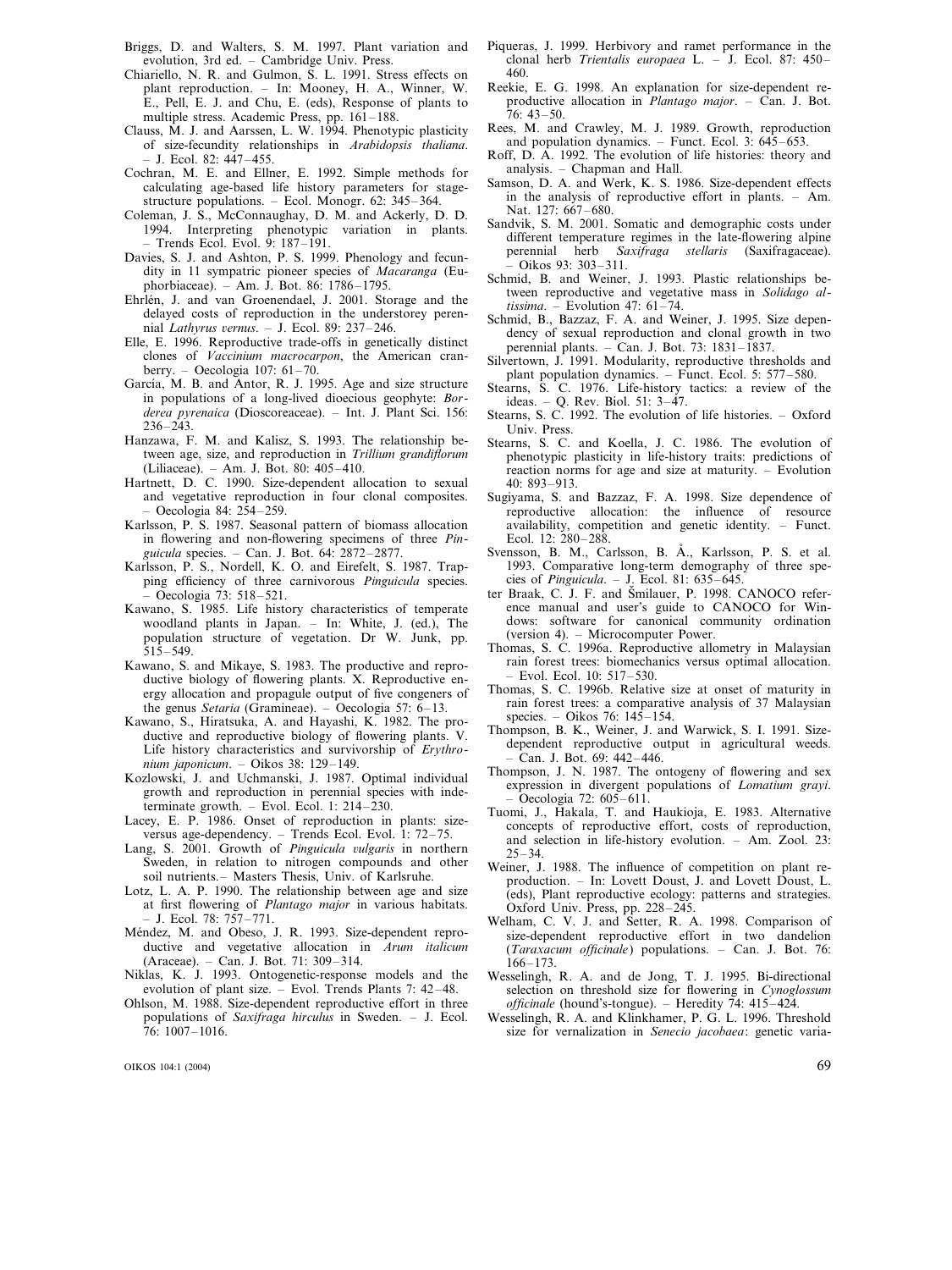Briggs, D. and Walters, S. M. 1997. Plant variation and evolution, 3rd ed. – Cambridge Univ. Press.

Chiariello, N. R. and Gulmon, S. L. 1991. Stress effects on plant reproduction. – In: Mooney, H. A., Winner, W. E., Pell, E. J. and Chu, E. (eds), Response of plants to multiple stress. Academic Press, pp. 161–188.

Clauss, M. J. and Aarssen, L. W. 1994. Phenotypic plasticity of size-fecundity relationships in *Arabidopsis thaliana*. – J. Ecol. 82: 447–455.

Cochran, M. E. and Ellner, E. 1992. Simple methods for calculating age-based life history parameters for stage-structure populations. – Ecol. Monogr. 62: 345–364.

Coleman, J. S., McConnaughay, D. M. and Ackerly, D. D. 1994. Interpreting phenotypic variation in plants. – Trends Ecol. Evol. 9: 187–191.

Davies, S. J. and Ashton, P. S. 1999. Phenology and fecundity in 11 sympatric pioneer species of *Macaranga* (Euphorbiaceae). – Am. J. Bot. 86: 1786–1795.

Ehrlén, J. and van Groenendael, J. 2001. Storage and the delayed costs of reproduction in the understorey perennial *Lathyrus vernus*. – J. Ecol. 89: 237–246.

Elle, E. 1996. Reproductive trade-offs in genetically distinct clones of *Vaccinium macrocarpon*, the American cranberry. – Oecologia 107: 61–70.

García, M. B. and Antor, R. J. 1995. Age and size structure in populations of a long-lived dioecious geophyte: *Borderea pyrenaica* (Dioscoreaceae). – Int. J. Plant Sci. 156: 236–243.

Hanzawa, F. M. and Kalisz, S. 1993. The relationship between age, size, and reproduction in *Trillium grandiflorum* (Liliaceae). – Am. J. Bot. 80: 405–410.

Hartnett, D. C. 1990. Size-dependent allocation to sexual and vegetative reproduction in four clonal composites. – Oecologia 84: 254–259.

Karlsson, P. S. 1987. Seasonal pattern of biomass allocation in flowering and non-flowering specimens of three *Pinguicula* species. – Can. J. Bot. 64: 2872–2877.

Karlsson, P. S., Nordell, K. O. and Eirefelt, S. 1987. Trapping efficiency of three carnivorous *Pinguicula* species. – Oecologia 73: 518–521.

Kawano, S. 1985. Life history characteristics of temperate woodland plants in Japan. – In: White, J. (ed.), The population structure of vegetation. Dr W. Junk, pp. 515–549.

Kawano, S. and Mikaye, S. 1983. The productive and reproductive biology of flowering plants. X. Reproductive energy allocation and propagule output of five congeners of the genus *Setaria* (Gramineae). – Oecologia 57: 6–13.

Kawano, S., Hiratsuka, A. and Hayashi, K. 1982. The productive and reproductive biology of flowering plants. V. Life history characteristics and survivorship of *Erythronium japonicum*. – Oikos 38: 129–149.

Kozlowski, J. and Uchmanski, J. 1987. Optimal individual growth and reproduction in perennial species with indeterminate growth. – Evol. Ecol. 1: 214–230.

Lacey, E. P. 1986. Onset of reproduction in plants: size- versus age-dependency. – Trends Ecol. Evol. 1: 72–75.

Lang, S. 2001. Growth of *Pinguicula vulgaris* in northern Sweden, in relation to nitrogen compounds and other soil nutrients.– Masters Thesis, Univ. of Karlsruhe.

Lotz, L. A. P. 1990. The relationship between age and size at first flowering of *Plantago major* in various habitats. – J. Ecol. 78: 757–771.

Méndez, M. and Obeso, J. R. 1993. Size-dependent reproductive and vegetative allocation in *Arum italicum* (Araceae). – Can. J. Bot. 71: 309–314.

Niklas, K. J. 1993. Ontogenetic-response models and the evolution of plant size. – Evol. Trends Plants 7: 42–48.

Ohlson, M. 1988. Size-dependent reproductive effort in three populations of *Saxifraga hirculus* in Sweden. – J. Ecol. 76: 1007–1016.

Piqueras, J. 1999. Herbivory and ramet performance in the clonal herb *Trientalis europaea* L. – J. Ecol. 87: 450–460.

Reekie, E. G. 1998. An explanation for size-dependent reproductive allocation in *Plantago major*. – Can. J. Bot. 76: 43–50.

Rees, M. and Crawley, M. J. 1989. Growth, reproduction and population dynamics. – Funct. Ecol. 3: 645–653.

Roff, D. A. 1992. The evolution of life histories: theory and analysis. – Chapman and Hall.

Samson, D. A. and Werk, K. S. 1986. Size-dependent effects in the analysis of reproductive effort in plants. – Am. Nat. 127: 667–680.

Sandvik, S. M. 2001. Somatic and demographic costs under different temperature regimes in the late-flowering alpine perennial herb *Saxifraga stellaris* (Saxifragaceae). – Oikos 93: 303–311.

Schmid, B. and Weiner, J. 1993. Plastic relationships between reproductive and vegetative mass in *Solidago altissima*. – Evolution 47: 61–74.

Schmid, B., Bazzaz, F. A. and Weiner, J. 1995. Size dependency of sexual reproduction and clonal growth in two perennial plants. – Can. J. Bot. 73: 1831–1837.

Silvertown, J. 1991. Modularity, reproductive thresholds and plant population dynamics. – Funct. Ecol. 5: 577–580.

Stearns, S. C. 1976. Life-history tactics: a review of the ideas. – Q. Rev. Biol. 51: 3–47.

Stearns, S. C. 1992. The evolution of life histories. – Oxford Univ. Press.

Stearns, S. C. and Koella, J. C. 1986. The evolution of phenotypic plasticity in life-history traits: predictions of reaction norms for age and size at maturity. – Evolution 40: 893–913.

Sugiyama, S. and Bazzaz, F. A. 1998. Size dependence of reproductive allocation: the influence of resource availability, competition and genetic identity. – Funct. Ecol. 12: 280–288.

Svensson, B. M., Carlsson, B. Å., Karlsson, P. S. et al. 1993. Comparative long-term demography of three species of *Pinguicula*. – J. Ecol. 81: 635–645.

ter Braak, C. J. F. and Šmilauer, P. 1998. CANOCO reference manual and user's guide to CANOCO for Windows: software for canonical community ordination (version 4). – Microcomputer Power.

Thomas, S. C. 1996a. Reproductive allometry in Malaysian rain forest trees: biomechanics versus optimal allocation. – Evol. Ecol. 10: 517–530.

Thomas, S. C. 1996b. Relative size at onset of maturity in rain forest trees: a comparative analysis of 37 Malaysian species. – Oikos 76: 145–154.

Thompson, B. K., Weiner, J. and Warwick, S. I. 1991. Size-dependent reproductive output in agricultural weeds. – Can. J. Bot. 69: 442–446.

Thompson, J. N. 1987. The ontogeny of flowering and sex expression in divergent populations of *Lomatium grayi*. – Oecologia 72: 605–611.

Tuomi, J., Hakala, T. and Haukioja, E. 1983. Alternative concepts of reproductive effort, costs of reproduction, and selection in life-history evolution. – Am. Zool. 23: 25–34.

Weiner, J. 1988. The influence of competition on plant reproduction. – In: Lovett Doust, J. and Lovett Doust, L. (eds), Plant reproductive ecology: patterns and strategies. Oxford Univ. Press, pp. 228–245.

Welham, C. V. J. and Setter, R. A. 1998. Comparison of size-dependent reproductive effort in two dandelion (*Taraxacum officinale*) populations. – Can. J. Bot. 76: 166–173.

Wesselingh, R. A. and de Jong, T. J. 1995. Bi-directional selection on threshold size for flowering in *Cynoglossum officinale* (hound's-tongue). – Heredity 74: 415–424.

Wesselingh, R. A. and Klinkhamer, P. G. L. 1996. Threshold size for vernalization in *Senecio jacobaea*: genetic varia-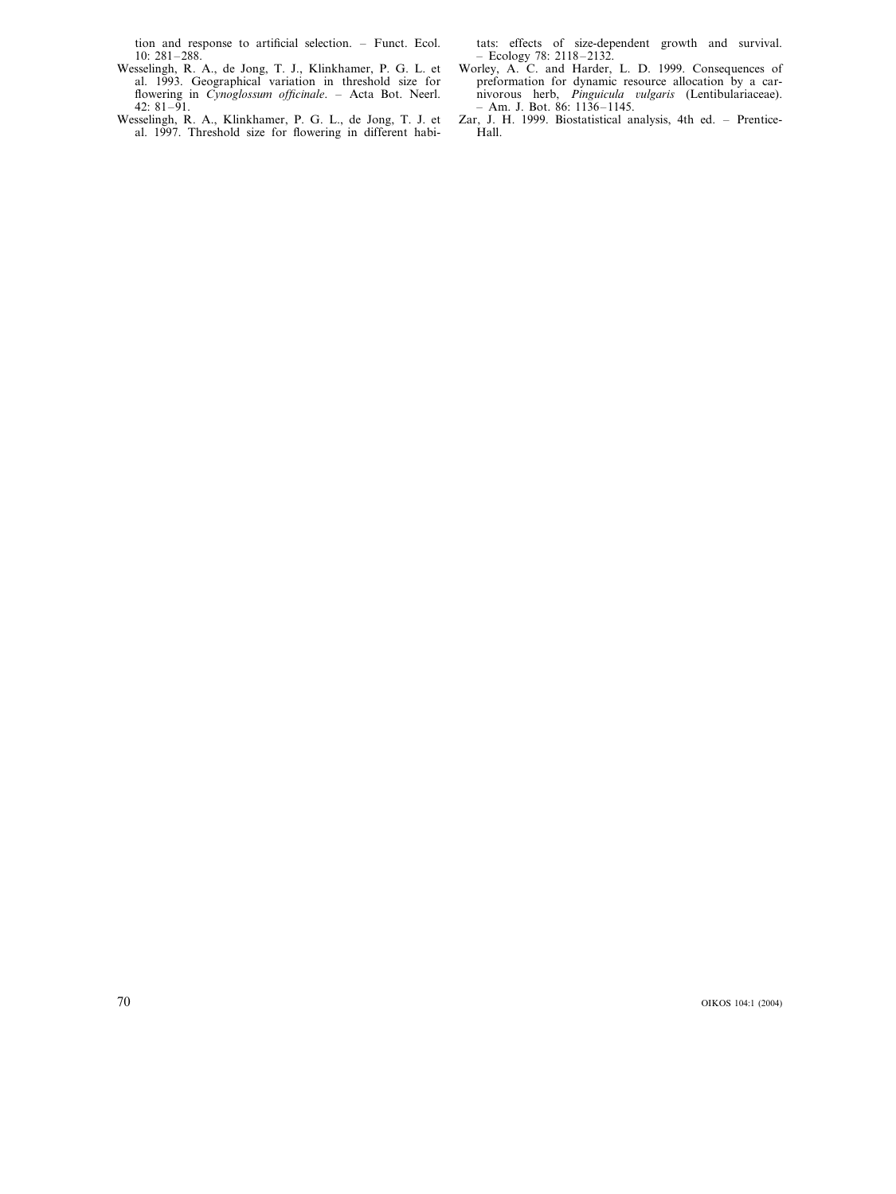tion and response to artificial selection. – Funct. Ecol. 10: 281–288.

Wesselingh, R. A., de Jong, T. J., Klinkhamer, P. G. L. et al. 1993. Geographical variation in threshold size for flowering in *Cynoglossum officinale*. – Acta Bot. Neerl. 42: 81–91.

Wesselingh, R. A., Klinkhamer, P. G. L., de Jong, T. J. et al. 1997. Threshold size for flowering in different habitats: effects of size-dependent growth and survival. – Ecology 78: 2118–2132.

Worley, A. C. and Harder, L. D. 1999. Consequences of preformation for dynamic resource allocation by a carnivorous herb, *Pinguicula vulgaris* (Lentibulariaceae). – Am. J. Bot. 86: 1136–1145.

Zar, J. H. 1999. Biostatistical analysis, 4th ed. – Prentice-Hall.